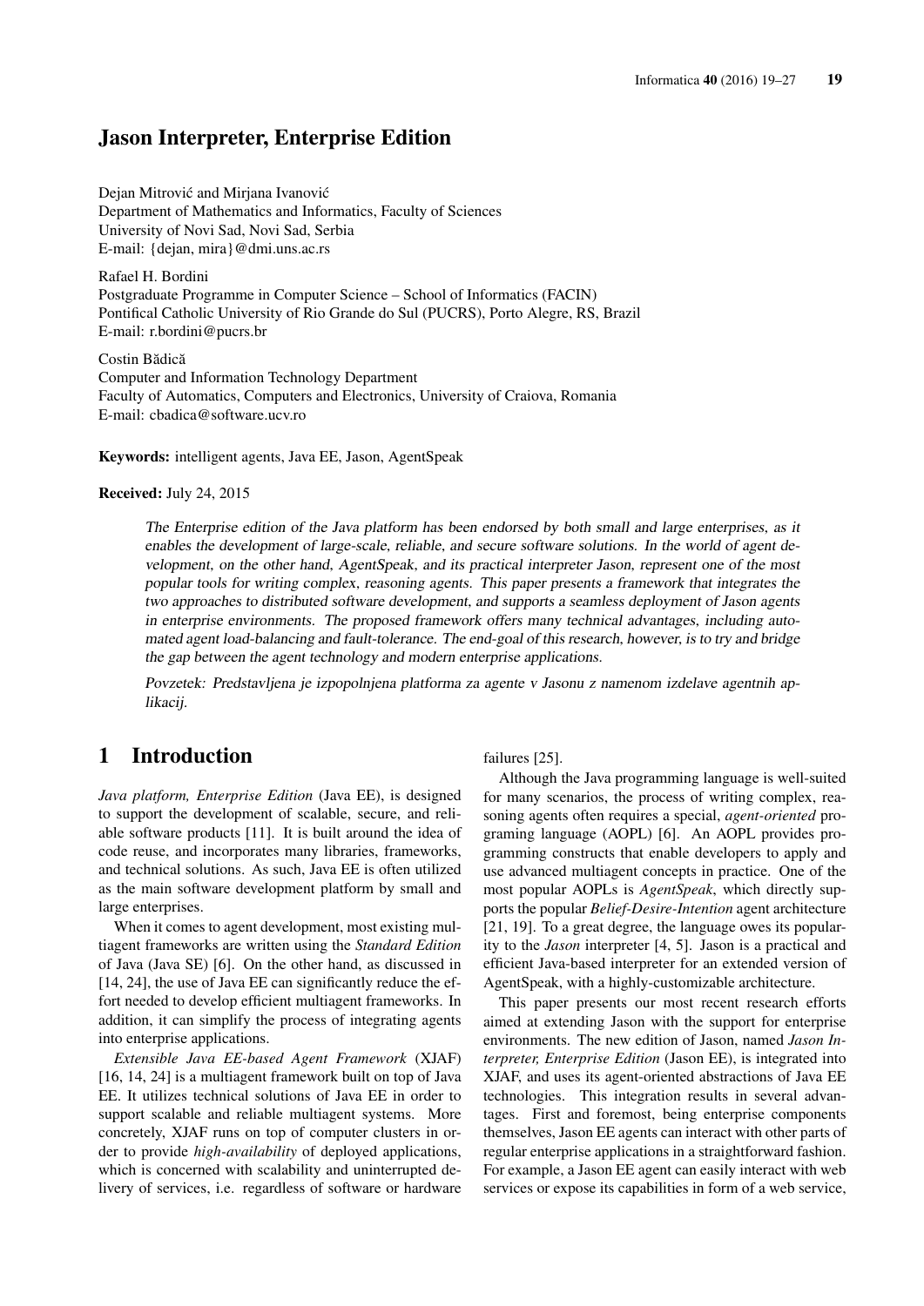# Jason Interpreter, Enterprise Edition

Dejan Mitrović and Mirjana Ivanović
Department of Mathematics and Informatics, Faculty of Sciences
University of Novi Sad, Novi Sad, Serbia
E-mail: {dejan, mira}@dmi.uns.ac.rs

Rafael H. Bordini
Postgraduate Programme in Computer Science – School of Informatics (FACIN)
Pontifical Catholic University of Rio Grande do Sul (PUCRS), Porto Alegre, RS, Brazil
E-mail: r.bordini@pucrs.br

Costin Bădică
Computer and Information Technology Department
Faculty of Automatics, Computers and Electronics, University of Craiova, Romania
E-mail: cbadica@software.ucv.ro

**Keywords:** intelligent agents, Java EE, Jason, AgentSpeak

**Received:** July 24, 2015

*The Enterprise edition of the Java platform has been endorsed by both small and large enterprises, as it enables the development of large-scale, reliable, and secure software solutions. In the world of agent development, on the other hand, AgentSpeak, and its practical interpreter Jason, represent one of the most popular tools for writing complex, reasoning agents. This paper presents a framework that integrates the two approaches to distributed software development, and supports a seamless deployment of Jason agents in enterprise environments. The proposed framework offers many technical advantages, including automated agent load-balancing and fault-tolerance. The end-goal of this research, however, is to try and bridge the gap between the agent technology and modern enterprise applications.*

*Povzetek: Predstavljena je izpopolnjena platforma za agente v Jasonu z namenom izdelave agentnih aplikacij.*

## 1 Introduction

*Java platform, Enterprise Edition* (Java EE), is designed to support the development of scalable, secure, and reliable software products [11]. It is built around the idea of code reuse, and incorporates many libraries, frameworks, and technical solutions. As such, Java EE is often utilized as the main software development platform by small and large enterprises.

When it comes to agent development, most existing multiagent frameworks are written using the *Standard Edition* of Java (Java SE) [6]. On the other hand, as discussed in [14, 24], the use of Java EE can significantly reduce the effort needed to develop efficient multiagent frameworks. In addition, it can simplify the process of integrating agents into enterprise applications.

*Extensible Java EE-based Agent Framework* (XJAF) [16, 14, 24] is a multiagent framework built on top of Java EE. It utilizes technical solutions of Java EE in order to support scalable and reliable multiagent systems. More concretely, XJAF runs on top of computer clusters in order to provide *high-availability* of deployed applications, which is concerned with scalability and uninterrupted delivery of services, i.e. regardless of software or hardware failures [25].

Although the Java programming language is well-suited for many scenarios, the process of writing complex, reasoning agents often requires a special, *agent-oriented* programing language (AOPL) [6]. An AOPL provides programming constructs that enable developers to apply and use advanced multiagent concepts in practice. One of the most popular AOPLs is *AgentSpeak*, which directly supports the popular *Belief-Desire-Intention* agent architecture [21, 19]. To a great degree, the language owes its popularity to the *Jason* interpreter [4, 5]. Jason is a practical and efficient Java-based interpreter for an extended version of AgentSpeak, with a highly-customizable architecture.

This paper presents our most recent research efforts aimed at extending Jason with the support for enterprise environments. The new edition of Jason, named *Jason Interpreter, Enterprise Edition* (Jason EE), is integrated into XJAF, and uses its agent-oriented abstractions of Java EE technologies. This integration results in several advantages. First and foremost, being enterprise components themselves, Jason EE agents can interact with other parts of regular enterprise applications in a straightforward fashion. For example, a Jason EE agent can easily interact with web services or expose its capabilities in form of a web service,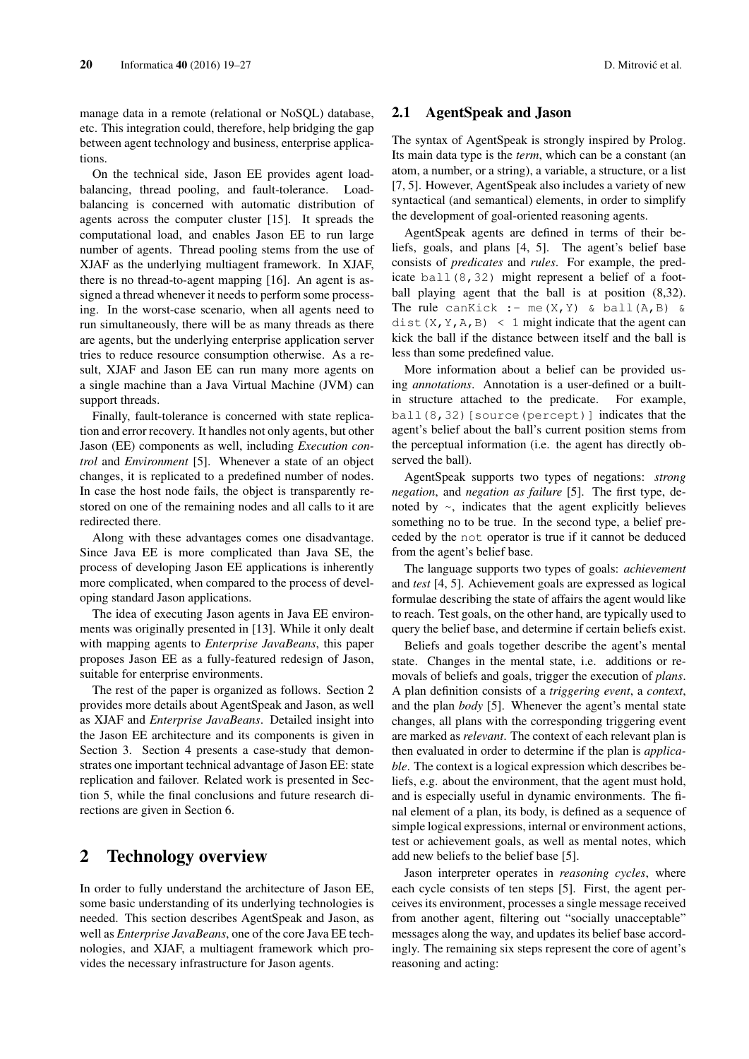manage data in a remote (relational or NoSQL) database, etc. This integration could, therefore, help bridging the gap between agent technology and business, enterprise applications.

On the technical side, Jason EE provides agent load-balancing, thread pooling, and fault-tolerance. Load-balancing is concerned with automatic distribution of agents across the computer cluster [15]. It spreads the computational load, and enables Jason EE to run large number of agents. Thread pooling stems from the use of XJAF as the underlying multiagent framework. In XJAF, there is no thread-to-agent mapping [16]. An agent is assigned a thread whenever it needs to perform some processing. In the worst-case scenario, when all agents need to run simultaneously, there will be as many threads as there are agents, but the underlying enterprise application server tries to reduce resource consumption otherwise. As a result, XJAF and Jason EE can run many more agents on a single machine than a Java Virtual Machine (JVM) can support threads.

Finally, fault-tolerance is concerned with state replication and error recovery. It handles not only agents, but other Jason (EE) components as well, including *Execution control* and *Environment* [5]. Whenever a state of an object changes, it is replicated to a predefined number of nodes. In case the host node fails, the object is transparently restored on one of the remaining nodes and all calls to it are redirected there.

Along with these advantages comes one disadvantage. Since Java EE is more complicated than Java SE, the process of developing Jason EE applications is inherently more complicated, when compared to the process of developing standard Jason applications.

The idea of executing Jason agents in Java EE environments was originally presented in [13]. While it only dealt with mapping agents to *Enterprise JavaBeans*, this paper proposes Jason EE as a fully-featured redesign of Jason, suitable for enterprise environments.

The rest of the paper is organized as follows. Section 2 provides more details about AgentSpeak and Jason, as well as XJAF and *Enterprise JavaBeans*. Detailed insight into the Jason EE architecture and its components is given in Section 3. Section 4 presents a case-study that demonstrates one important technical advantage of Jason EE: state replication and failover. Related work is presented in Section 5, while the final conclusions and future research directions are given in Section 6.

## 2 Technology overview

In order to fully understand the architecture of Jason EE, some basic understanding of its underlying technologies is needed. This section describes AgentSpeak and Jason, as well as *Enterprise JavaBeans*, one of the core Java EE technologies, and XJAF, a multiagent framework which provides the necessary infrastructure for Jason agents.

### 2.1 AgentSpeak and Jason

The syntax of AgentSpeak is strongly inspired by Prolog. Its main data type is the *term*, which can be a constant (an atom, a number, or a string), a variable, a structure, or a list [7, 5]. However, AgentSpeak also includes a variety of new syntactical (and semantical) elements, in order to simplify the development of goal-oriented reasoning agents.

AgentSpeak agents are defined in terms of their beliefs, goals, and plans [4, 5]. The agent's belief base consists of *predicates* and *rules*. For example, the predicate `ball(8,32)` might represent a belief of a football playing agent that the ball is at position (8,32). The rule `canKick :- me(X,Y) & ball(A,B) & dist(X,Y,A,B) < 1` might indicate that the agent can kick the ball if the distance between itself and the ball is less than some predefined value.

More information about a belief can be provided using *annotations*. Annotation is a user-defined or a built-in structure attached to the predicate. For example, `ball(8,32)[source(percept)]` indicates that the agent's belief about the ball's current position stems from the perceptual information (i.e. the agent has directly observed the ball).

AgentSpeak supports two types of negations: *strong negation*, and *negation as failure* [5]. The first type, denoted by `~`, indicates that the agent explicitly believes something no to be true. In the second type, a belief preceded by the `not` operator is true if it cannot be deduced from the agent's belief base.

The language supports two types of goals: *achievement* and *test* [4, 5]. Achievement goals are expressed as logical formulae describing the state of affairs the agent would like to reach. Test goals, on the other hand, are typically used to query the belief base, and determine if certain beliefs exist.

Beliefs and goals together describe the agent's mental state. Changes in the mental state, i.e. additions or removals of beliefs and goals, trigger the execution of *plans*. A plan definition consists of a *triggering event*, a *context*, and the plan *body* [5]. Whenever the agent's mental state changes, all plans with the corresponding triggering event are marked as *relevant*. The context of each relevant plan is then evaluated in order to determine if the plan is *applicable*. The context is a logical expression which describes beliefs, e.g. about the environment, that the agent must hold, and is especially useful in dynamic environments. The final element of a plan, its body, is defined as a sequence of simple logical expressions, internal or environment actions, test or achievement goals, as well as mental notes, which add new beliefs to the belief base [5].

Jason interpreter operates in *reasoning cycles*, where each cycle consists of ten steps [5]. First, the agent perceives its environment, processes a single message received from another agent, filtering out "socially unacceptable" messages along the way, and updates its belief base accordingly. The remaining six steps represent the core of agent's reasoning and acting: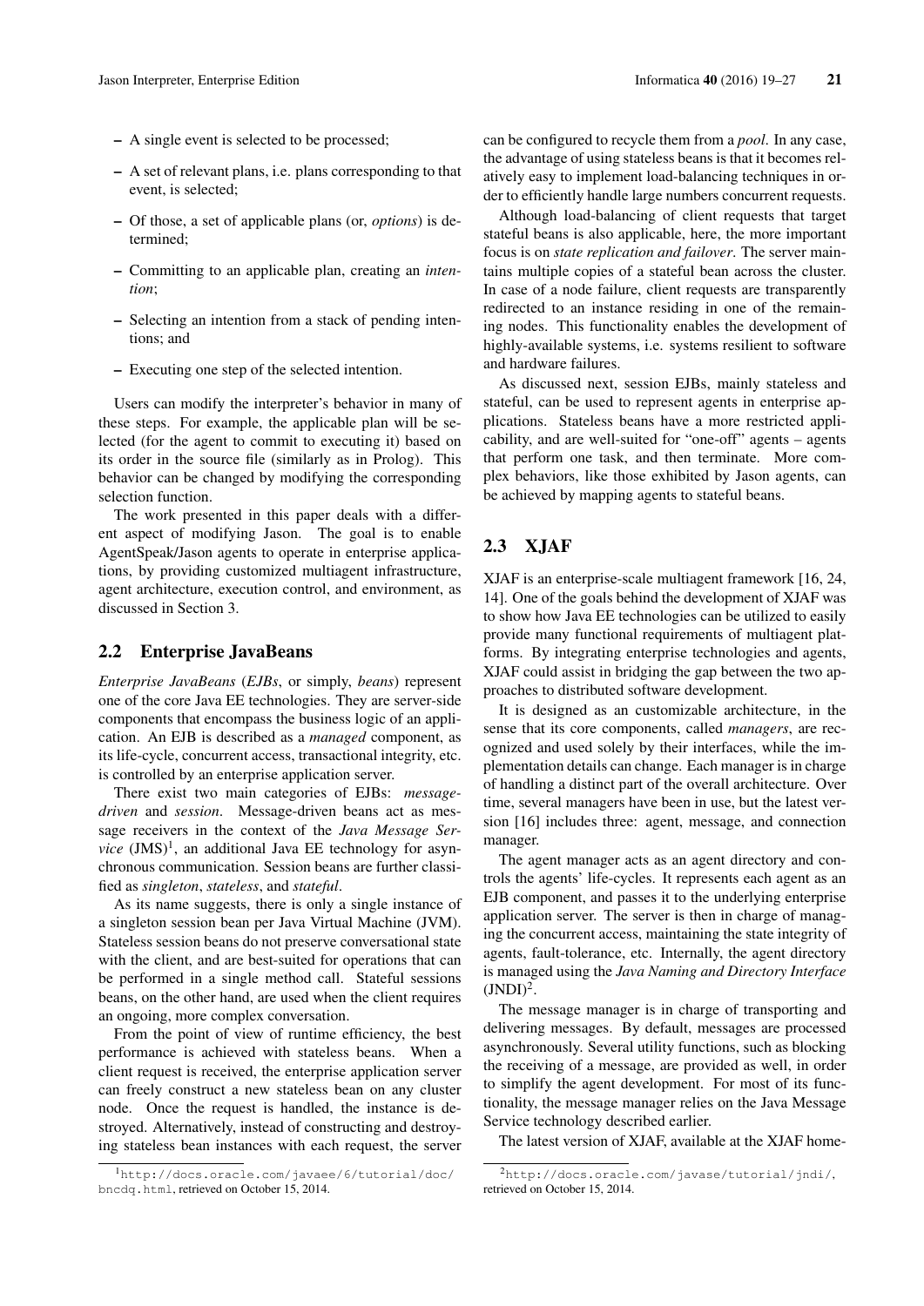- A single event is selected to be processed;
- A set of relevant plans, i.e. plans corresponding to that event, is selected;
- Of those, a set of applicable plans (or, *options*) is determined;
- Committing to an applicable plan, creating an *intention*;
- Selecting an intention from a stack of pending intentions; and
- Executing one step of the selected intention.

Users can modify the interpreter's behavior in many of these steps. For example, the applicable plan will be selected (for the agent to commit to executing it) based on its order in the source file (similarly as in Prolog). This behavior can be changed by modifying the corresponding selection function.

The work presented in this paper deals with a different aspect of modifying Jason. The goal is to enable AgentSpeak/Jason agents to operate in enterprise applications, by providing customized multiagent infrastructure, agent architecture, execution control, and environment, as discussed in Section 3.

## 2.2 Enterprise JavaBeans

*Enterprise JavaBeans* (*EJBs*, or simply, *beans*) represent one of the core Java EE technologies. They are server-side components that encompass the business logic of an application. An EJB is described as a *managed* component, as its life-cycle, concurrent access, transactional integrity, etc. is controlled by an enterprise application server.

There exist two main categories of EJBs: *message-driven* and *session*. Message-driven beans act as message receivers in the context of the *Java Message Service* (JMS)[1], an additional Java EE technology for asynchronous communication. Session beans are further classified as *singleton*, *stateless*, and *stateful*.

As its name suggests, there is only a single instance of a singleton session bean per Java Virtual Machine (JVM). Stateless session beans do not preserve conversational state with the client, and are best-suited for operations that can be performed in a single method call. Stateful sessions beans, on the other hand, are used when the client requires an ongoing, more complex conversation.

From the point of view of runtime efficiency, the best performance is achieved with stateless beans. When a client request is received, the enterprise application server can freely construct a new stateless bean on any cluster node. Once the request is handled, the instance is destroyed. Alternatively, instead of constructing and destroying stateless bean instances with each request, the server can be configured to recycle them from a *pool*. In any case, the advantage of using stateless beans is that it becomes relatively easy to implement load-balancing techniques in order to efficiently handle large numbers concurrent requests.

Although load-balancing of client requests that target stateful beans is also applicable, here, the more important focus is on *state replication and failover*. The server maintains multiple copies of a stateful bean across the cluster. In case of a node failure, client requests are transparently redirected to an instance residing in one of the remaining nodes. This functionality enables the development of highly-available systems, i.e. systems resilient to software and hardware failures.

As discussed next, session EJBs, mainly stateless and stateful, can be used to represent agents in enterprise applications. Stateless beans have a more restricted applicability, and are well-suited for "one-off" agents – agents that perform one task, and then terminate. More complex behaviors, like those exhibited by Jason agents, can be achieved by mapping agents to stateful beans.

## 2.3 XJAF

XJAF is an enterprise-scale multiagent framework [16, 24, 14]. One of the goals behind the development of XJAF was to show how Java EE technologies can be utilized to easily provide many functional requirements of multiagent platforms. By integrating enterprise technologies and agents, XJAF could assist in bridging the gap between the two approaches to distributed software development.

It is designed as an customizable architecture, in the sense that its core components, called *managers*, are recognized and used solely by their interfaces, while the implementation details can change. Each manager is in charge of handling a distinct part of the overall architecture. Over time, several managers have been in use, but the latest version [16] includes three: agent, message, and connection manager.

The agent manager acts as an agent directory and controls the agents' life-cycles. It represents each agent as an EJB component, and passes it to the underlying enterprise application server. The server is then in charge of managing the concurrent access, maintaining the state integrity of agents, fault-tolerance, etc. Internally, the agent directory is managed using the *Java Naming and Directory Interface* (JNDI)[2].

The message manager is in charge of transporting and delivering messages. By default, messages are processed asynchronously. Several utility functions, such as blocking the receiving of a message, are provided as well, in order to simplify the agent development. For most of its functionality, the message manager relies on the Java Message Service technology described earlier.

The latest version of XJAF, available at the XJAF home-

[1] http://docs.oracle.com/javaee/6/tutorial/doc/bncdq.html, retrieved on October 15, 2014.

[2] http://docs.oracle.com/javase/tutorial/jndi/, retrieved on October 15, 2014.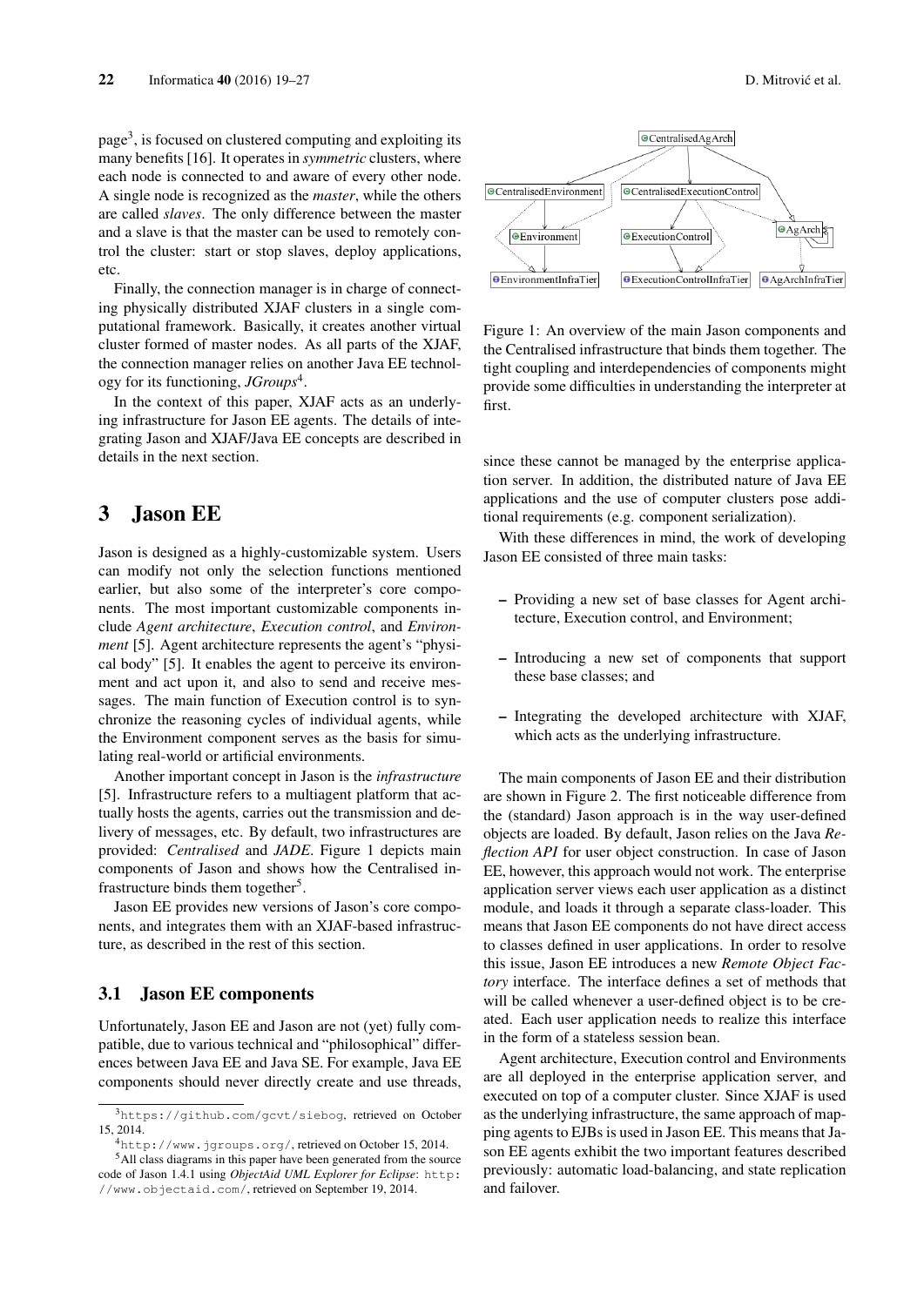page[3], is focused on clustered computing and exploiting its many benefits [16]. It operates in *symmetric* clusters, where each node is connected to and aware of every other node. A single node is recognized as the *master*, while the others are called *slaves*. The only difference between the master and a slave is that the master can be used to remotely control the cluster: start or stop slaves, deploy applications, etc.

Finally, the connection manager is in charge of connecting physically distributed XJAF clusters in a single computational framework. Basically, it creates another virtual cluster formed of master nodes. As all parts of the XJAF, the connection manager relies on another Java EE technology for its functioning, *JGroups*[4].

In the context of this paper, XJAF acts as an underlying infrastructure for Jason EE agents. The details of integrating Jason and XJAF/Java EE concepts are described in details in the next section.

# 3 Jason EE

Jason is designed as a highly-customizable system. Users can modify not only the selection functions mentioned earlier, but also some of the interpreter's core components. The most important customizable components include *Agent architecture*, *Execution control*, and *Environment* [5]. Agent architecture represents the agent's "physical body" [5]. It enables the agent to perceive its environment and act upon it, and also to send and receive messages. The main function of Execution control is to synchronize the reasoning cycles of individual agents, while the Environment component serves as the basis for simulating real-world or artificial environments.

Another important concept in Jason is the *infrastructure* [5]. Infrastructure refers to a multiagent platform that actually hosts the agents, carries out the transmission and delivery of messages, etc. By default, two infrastructures are provided: *Centralised* and *JADE*. Figure 1 depicts main components of Jason and shows how the Centralised infrastructure binds them together[5].

Jason EE provides new versions of Jason's core components, and integrates them with an XJAF-based infrastructure, as described in the rest of this section.

## 3.1 Jason EE components

Unfortunately, Jason EE and Jason are not (yet) fully compatible, due to various technical and "philosophical" differences between Java EE and Java SE. For example, Java EE components should never directly create and use threads, since these cannot be managed by the enterprise application server. In addition, the distributed nature of Java EE applications and the use of computer clusters pose additional requirements (e.g. component serialization).

Figure 1: An overview of the main Jason components and the Centralised infrastructure that binds them together. The tight coupling and interdependencies of components might provide some difficulties in understanding the interpreter at first.

With these differences in mind, the work of developing Jason EE consisted of three main tasks:

– Providing a new set of base classes for Agent architecture, Execution control, and Environment;

– Introducing a new set of components that support these base classes; and

– Integrating the developed architecture with XJAF, which acts as the underlying infrastructure.

The main components of Jason EE and their distribution are shown in Figure 2. The first noticeable difference from the (standard) Jason approach is in the way user-defined objects are loaded. By default, Jason relies on the Java *Reflection API* for user object construction. In case of Jason EE, however, this approach would not work. The enterprise application server views each user application as a distinct module, and loads it through a separate class-loader. This means that Jason EE components do not have direct access to classes defined in user applications. In order to resolve this issue, Jason EE introduces a new *Remote Object Factory* interface. The interface defines a set of methods that will be called whenever a user-defined object is to be created. Each user application needs to realize this interface in the form of a stateless session bean.

Agent architecture, Execution control and Environments are all deployed in the enterprise application server, and executed on top of a computer cluster. Since XJAF is used as the underlying infrastructure, the same approach of mapping agents to EJBs is used in Jason EE. This means that Jason EE agents exhibit the two important features described previously: automatic load-balancing, and state replication and failover.

---

[3] https://github.com/gcvt/siebog, retrieved on October 15, 2014.

[4] http://www.jgroups.org/, retrieved on October 15, 2014.

[5] All class diagrams in this paper have been generated from the source code of Jason 1.4.1 using *ObjectAid UML Explorer for Eclipse*: http://www.objectaid.com/, retrieved on September 19, 2014.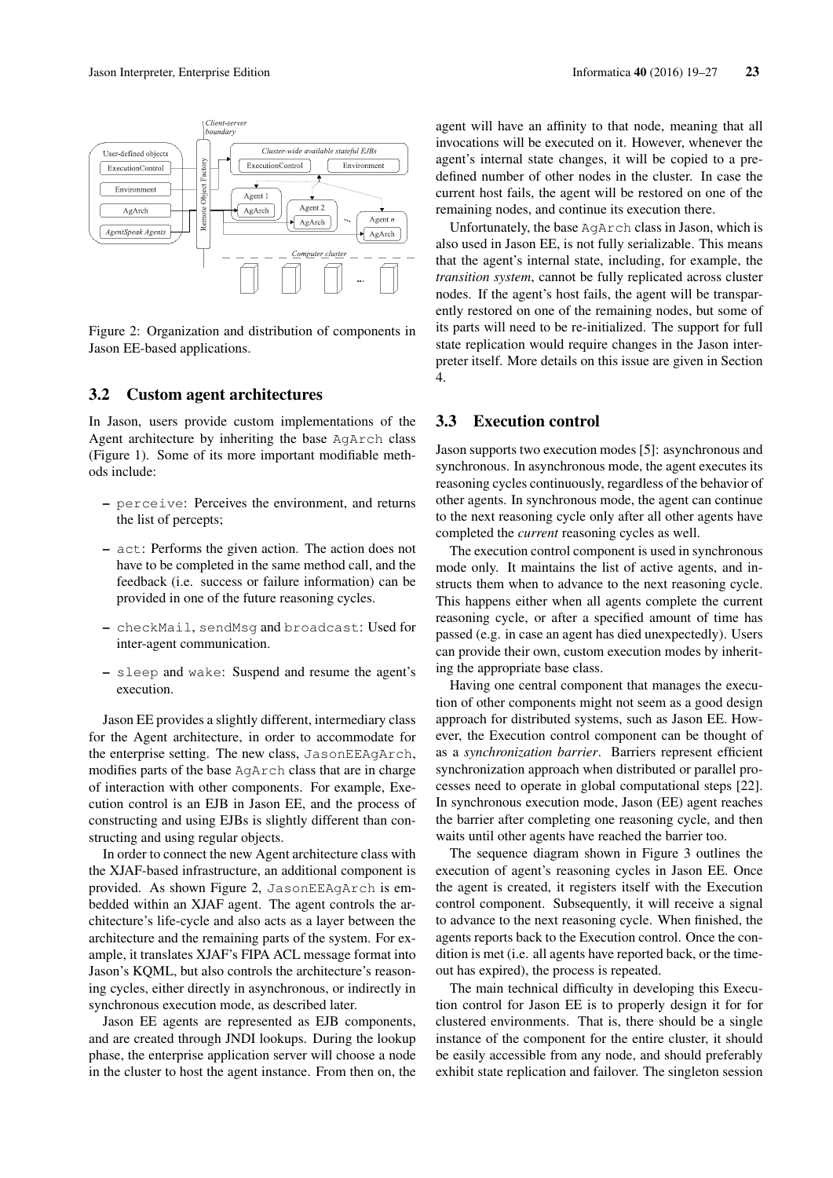Figure 2: Organization and distribution of components in Jason EE-based applications.

### 3.2 Custom agent architectures

In Jason, users provide custom implementations of the Agent architecture by inheriting the base `AgArch` class (Figure 1). Some of its more important modifiable methods include:

- `perceive`: Perceives the environment, and returns the list of percepts;
- `act`: Performs the given action. The action does not have to be completed in the same method call, and the feedback (i.e. success or failure information) can be provided in one of the future reasoning cycles.
- `checkMail`, `sendMsg` and `broadcast`: Used for inter-agent communication.
- `sleep` and `wake`: Suspend and resume the agent's execution.

Jason EE provides a slightly different, intermediary class for the Agent architecture, in order to accommodate for the enterprise setting. The new class, `JasonEEAgArch`, modifies parts of the base `AgArch` class that are in charge of interaction with other components. For example, Execution control is an EJB in Jason EE, and the process of constructing and using EJBs is slightly different than constructing and using regular objects.

In order to connect the new Agent architecture class with the XJAF-based infrastructure, an additional component is provided. As shown Figure 2, `JasonEEAgArch` is embedded within an XJAF agent. The agent controls the architecture's life-cycle and also acts as a layer between the architecture and the remaining parts of the system. For example, it translates XJAF's FIPA ACL message format into Jason's KQML, but also controls the architecture's reasoning cycles, either directly in asynchronous, or indirectly in synchronous execution mode, as described later.

Jason EE agents are represented as EJB components, and are created through JNDI lookups. During the lookup phase, the enterprise application server will choose a node in the cluster to host the agent instance. From then on, the agent will have an affinity to that node, meaning that all invocations will be executed on it. However, whenever the agent's internal state changes, it will be copied to a predefined number of other nodes in the cluster. In case the current host fails, the agent will be restored on one of the remaining nodes, and continue its execution there.

Unfortunately, the base `AgArch` class in Jason, which is also used in Jason EE, is not fully serializable. This means that the agent's internal state, including, for example, the *transition system*, cannot be fully replicated across cluster nodes. If the agent's host fails, the agent will be transparently restored on one of the remaining nodes, but some of its parts will need to be re-initialized. The support for full state replication would require changes in the Jason interpreter itself. More details on this issue are given in Section 4.

### 3.3 Execution control

Jason supports two execution modes [5]: asynchronous and synchronous. In asynchronous mode, the agent executes its reasoning cycles continuously, regardless of the behavior of other agents. In synchronous mode, the agent can continue to the next reasoning cycle only after all other agents have completed the *current* reasoning cycles as well.

The execution control component is used in synchronous mode only. It maintains the list of active agents, and instructs them when to advance to the next reasoning cycle. This happens either when all agents complete the current reasoning cycle, or after a specified amount of time has passed (e.g. in case an agent has died unexpectedly). Users can provide their own, custom execution modes by inheriting the appropriate base class.

Having one central component that manages the execution of other components might not seem as a good design approach for distributed systems, such as Jason EE. However, the Execution control component can be thought of as a *synchronization barrier*. Barriers represent efficient synchronization approach when distributed or parallel processes need to operate in global computational steps [22]. In synchronous execution mode, Jason (EE) agent reaches the barrier after completing one reasoning cycle, and then waits until other agents have reached the barrier too.

The sequence diagram shown in Figure 3 outlines the execution of agent's reasoning cycles in Jason EE. Once the agent is created, it registers itself with the Execution control component. Subsequently, it will receive a signal to advance to the next reasoning cycle. When finished, the agents reports back to the Execution control. Once the condition is met (i.e. all agents have reported back, or the timeout has expired), the process is repeated.

The main technical difficulty in developing this Execution control for Jason EE is to properly design it for for clustered environments. That is, there should be a single instance of the component for the entire cluster, it should be easily accessible from any node, and should preferably exhibit state replication and failover. The singleton session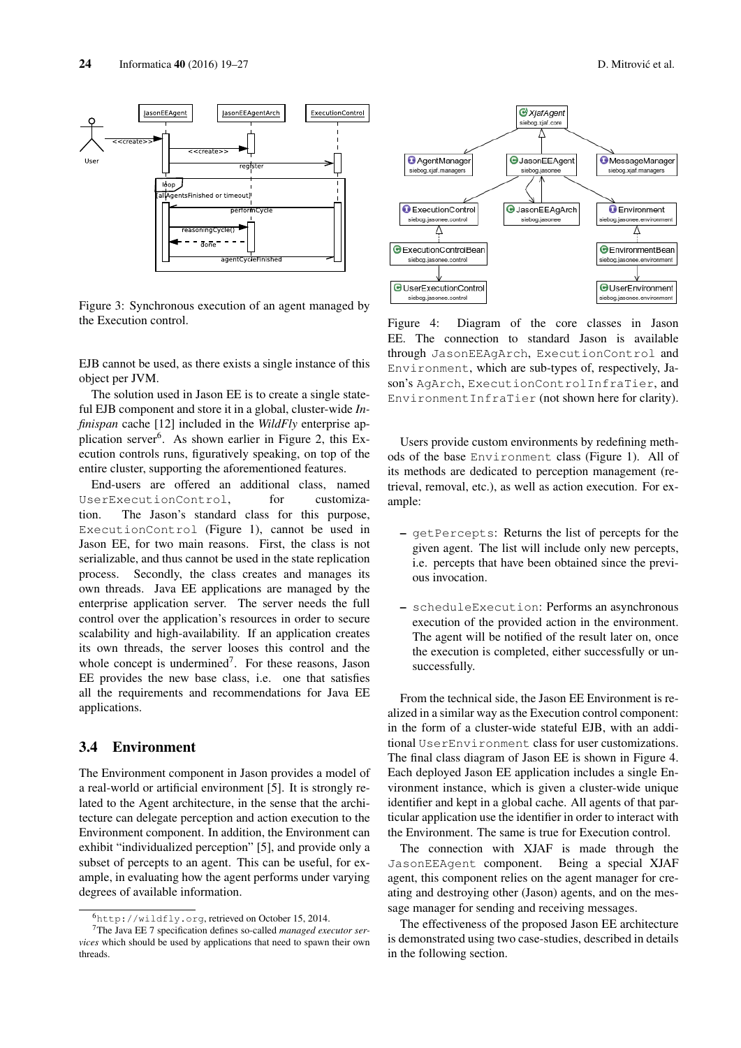Figure 3: Synchronous execution of an agent managed by the Execution control.

EJB cannot be used, as there exists a single instance of this object per JVM.

The solution used in Jason EE is to create a single stateful EJB component and store it in a global, cluster-wide *Infinispan* cache [12] included in the *WildFly* enterprise application server[6]. As shown earlier in Figure 2, this Execution controls runs, figuratively speaking, on top of the entire cluster, supporting the aforementioned features.

End-users are offered an additional class, named `UserExecutionControl`, for customization. The Jason's standard class for this purpose, `ExecutionControl` (Figure 1), cannot be used in Jason EE, for two main reasons. First, the class is not serializable, and thus cannot be used in the state replication process. Secondly, the class creates and manages its own threads. Java EE applications are managed by the enterprise application server. The server needs the full control over the application's resources in order to secure scalability and high-availability. If an application creates its own threads, the server looses this control and the whole concept is undermined[7]. For these reasons, Jason EE provides the new base class, i.e. one that satisfies all the requirements and recommendations for Java EE applications.

### 3.4 Environment

The Environment component in Jason provides a model of a real-world or artificial environment [5]. It is strongly related to the Agent architecture, in the sense that the architecture can delegate perception and action execution to the Environment component. In addition, the Environment can exhibit "individualized perception" [5], and provide only a subset of percepts to an agent. This can be useful, for example, in evaluating how the agent performs under varying degrees of available information.

[6] `http://wildfly.org`, retrieved on October 15, 2014.

[7] The Java EE 7 specification defines so-called *managed executor services* which should be used by applications that need to spawn their own threads.

Figure 4: Diagram of the core classes in Jason EE. The connection to standard Jason is available through `JasonEEAgArch`, `ExecutionControl` and `Environment`, which are sub-types of, respectively, Jason's `AgArch`, `ExecutionControlInfraTier`, and `EnvironmentInfraTier` (not shown here for clarity).

Users provide custom environments by redefining methods of the base `Environment` class (Figure 1). All of its methods are dedicated to perception management (retrieval, removal, etc.), as well as action execution. For example:

- `getPercepts`: Returns the list of percepts for the given agent. The list will include only new percepts, i.e. percepts that have been obtained since the previous invocation.
- `scheduleExecution`: Performs an asynchronous execution of the provided action in the environment. The agent will be notified of the result later on, once the execution is completed, either successfully or unsuccessfully.

From the technical side, the Jason EE Environment is realized in a similar way as the Execution control component: in the form of a cluster-wide stateful EJB, with an additional `UserEnvironment` class for user customizations. The final class diagram of Jason EE is shown in Figure 4. Each deployed Jason EE application includes a single Environment instance, which is given a cluster-wide unique identifier and kept in a global cache. All agents of that particular application use the identifier in order to interact with the Environment. The same is true for Execution control.

The connection with XJAF is made through the `JasonEEAgent` component. Being a special XJAF agent, this component relies on the agent manager for creating and destroying other (Jason) agents, and on the message manager for sending and receiving messages.

The effectiveness of the proposed Jason EE architecture is demonstrated using two case-studies, described in details in the following section.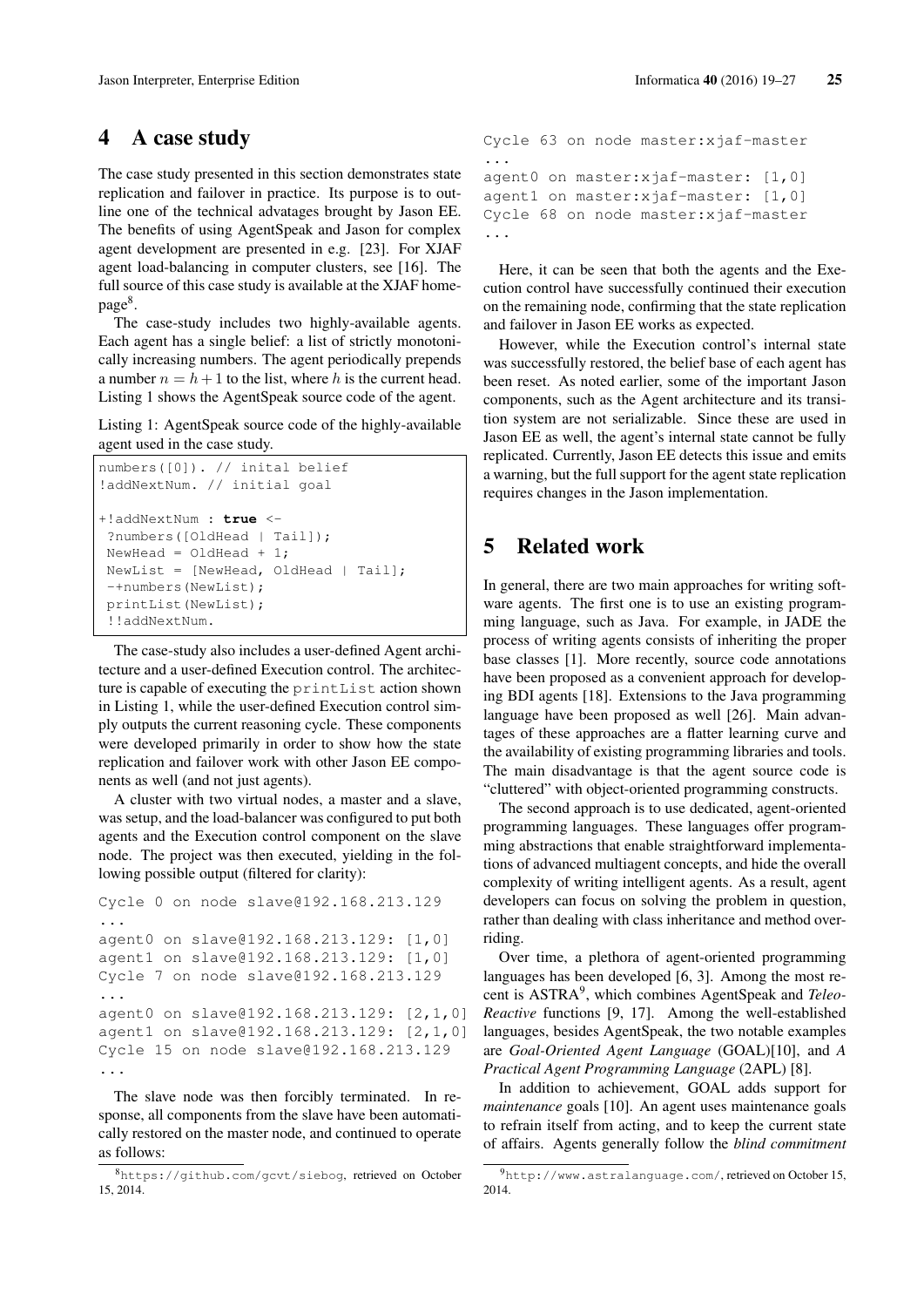## 4 A case study

The case study presented in this section demonstrates state replication and failover in practice. Its purpose is to outline one of the technical advatages brought by Jason EE. The benefits of using AgentSpeak and Jason for complex agent development are presented in e.g. [23]. For XJAF agent load-balancing in computer clusters, see [16]. The full source of this case study is available at the XJAF homepage[8].

The case-study includes two highly-available agents. Each agent has a single belief: a list of strictly monotonically increasing numbers. The agent periodically prepends a number $n = h + 1$ to the list, where $h$ is the current head. Listing 1 shows the AgentSpeak source code of the agent.

Listing 1: AgentSpeak source code of the highly-available agent used in the case study.

```
numbers([0]). // inital belief
!addNextNum. // initial goal

+!addNextNum : true <-
 ?numbers([OldHead | Tail]);
 NewHead = OldHead + 1;
 NewList = [NewHead, OldHead | Tail];
 -+numbers(NewList);
 printList(NewList);
 !!addNextNum.
```

The case-study also includes a user-defined Agent architecture and a user-defined Execution control. The architecture is capable of executing the `printList` action shown in Listing 1, while the user-defined Execution control simply outputs the current reasoning cycle. These components were developed primarily in order to show how the state replication and failover work with other Jason EE components as well (and not just agents).

A cluster with two virtual nodes, a master and a slave, was setup, and the load-balancer was configured to put both agents and the Execution control component on the slave node. The project was then executed, yielding in the following possible output (filtered for clarity):

```
Cycle 0 on node slave@192.168.213.129
...
agent0 on slave@192.168.213.129: [1,0]
agent1 on slave@192.168.213.129: [1,0]
Cycle 7 on node slave@192.168.213.129
...
agent0 on slave@192.168.213.129: [2,1,0]
agent1 on slave@192.168.213.129: [2,1,0]
Cycle 15 on node slave@192.168.213.129
...
```

The slave node was then forcibly terminated. In response, all components from the slave have been automatically restored on the master node, and continued to operate as follows:

```
Cycle 63 on node master:xjaf-master
...
agent0 on master:xjaf-master: [1,0]
agent1 on master:xjaf-master: [1,0]
Cycle 68 on node master:xjaf-master
...
```

Here, it can be seen that both the agents and the Execution control have successfully continued their execution on the remaining node, confirming that the state replication and failover in Jason EE works as expected.

However, while the Execution control's internal state was successfully restored, the belief base of each agent has been reset. As noted earlier, some of the important Jason components, such as the Agent architecture and its transition system are not serializable. Since these are used in Jason EE as well, the agent's internal state cannot be fully replicated. Currently, Jason EE detects this issue and emits a warning, but the full support for the agent state replication requires changes in the Jason implementation.

## 5 Related work

In general, there are two main approaches for writing software agents. The first one is to use an existing programming language, such as Java. For example, in JADE the process of writing agents consists of inheriting the proper base classes [1]. More recently, source code annotations have been proposed as a convenient approach for developing BDI agents [18]. Extensions to the Java programming language have been proposed as well [26]. Main advantages of these approaches are a flatter learning curve and the availability of existing programming libraries and tools. The main disadvantage is that the agent source code is "cluttered" with object-oriented programming constructs.

The second approach is to use dedicated, agent-oriented programming languages. These languages offer programming abstractions that enable straightforward implementations of advanced multiagent concepts, and hide the overall complexity of writing intelligent agents. As a result, agent developers can focus on solving the problem in question, rather than dealing with class inheritance and method overriding.

Over time, a plethora of agent-oriented programming languages has been developed [6, 3]. Among the most recent is ASTRA[9], which combines AgentSpeak and *Teleo-Reactive* functions [9, 17]. Among the well-established languages, besides AgentSpeak, the two notable examples are *Goal-Oriented Agent Language* (GOAL)[10], and *A Practical Agent Programming Language* (2APL) [8].

In addition to achievement, GOAL adds support for *maintenance* goals [10]. An agent uses maintenance goals to refrain itself from acting, and to keep the current state of affairs. Agents generally follow the *blind commitment*

[8] https://github.com/gcvt/siebog, retrieved on October 15, 2014.

[9] http://www.astralanguage.com/, retrieved on October 15, 2014.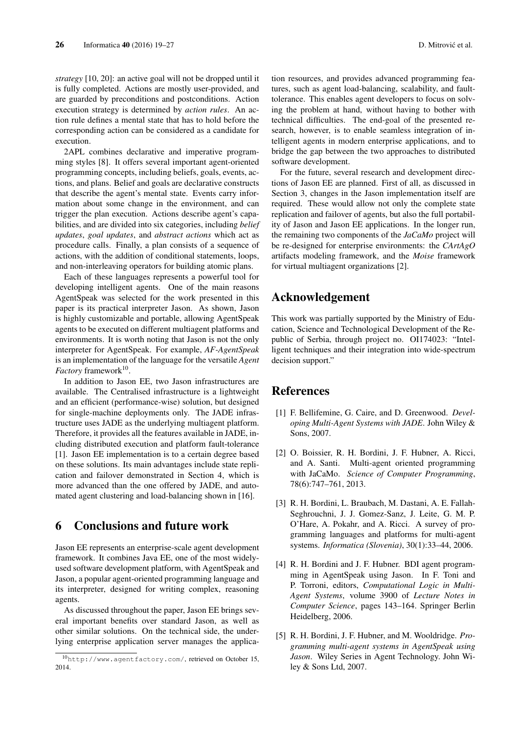*strategy* [10, 20]: an active goal will not be dropped until it is fully completed. Actions are mostly user-provided, and are guarded by preconditions and postconditions. Action execution strategy is determined by *action rules*. An action rule defines a mental state that has to hold before the corresponding action can be considered as a candidate for execution.

2APL combines declarative and imperative programming styles [8]. It offers several important agent-oriented programming concepts, including beliefs, goals, events, actions, and plans. Belief and goals are declarative constructs that describe the agent's mental state. Events carry information about some change in the environment, and can trigger the plan execution. Actions describe agent's capabilities, and are divided into six categories, including *belief updates*, *goal updates*, and *abstract actions* which act as procedure calls. Finally, a plan consists of a sequence of actions, with the addition of conditional statements, loops, and non-interleaving operators for building atomic plans.

Each of these languages represents a powerful tool for developing intelligent agents. One of the main reasons AgentSpeak was selected for the work presented in this paper is its practical interpreter Jason. As shown, Jason is highly customizable and portable, allowing AgentSpeak agents to be executed on different multiagent platforms and environments. It is worth noting that Jason is not the only interpreter for AgentSpeak. For example, *AF-AgentSpeak* is an implementation of the language for the versatile *Agent Factory* framework[10].

In addition to Jason EE, two Jason infrastructures are available. The Centralised infrastructure is a lightweight and an efficient (performance-wise) solution, but designed for single-machine deployments only. The JADE infrastructure uses JADE as the underlying multiagent platform. Therefore, it provides all the features available in JADE, including distributed execution and platform fault-tolerance [1]. Jason EE implementation is to a certain degree based on these solutions. Its main advantages include state replication and failover demonstrated in Section 4, which is more advanced than the one offered by JADE, and automated agent clustering and load-balancing shown in [16].

## 6 Conclusions and future work

Jason EE represents an enterprise-scale agent development framework. It combines Java EE, one of the most widely-used software development platform, with AgentSpeak and Jason, a popular agent-oriented programming language and its interpreter, designed for writing complex, reasoning agents.

As discussed throughout the paper, Jason EE brings several important benefits over standard Jason, as well as other similar solutions. On the technical side, the underlying enterprise application server manages the application resources, and provides advanced programming features, such as agent load-balancing, scalability, and fault-tolerance. This enables agent developers to focus on solving the problem at hand, without having to bother with technical difficulties. The end-goal of the presented research, however, is to enable seamless integration of intelligent agents in modern enterprise applications, and to bridge the gap between the two approaches to distributed software development.

For the future, several research and development directions of Jason EE are planned. First of all, as discussed in Section 3, changes in the Jason implementation itself are required. These would allow not only the complete state replication and failover of agents, but also the full portability of Jason and Jason EE applications. In the longer run, the remaining two components of the *JaCaMo* project will be re-designed for enterprise environments: the *CArtAgO* artifacts modeling framework, and the *Moise* framework for virtual multiagent organizations [2].

## Acknowledgement

This work was partially supported by the Ministry of Education, Science and Technological Development of the Republic of Serbia, through project no. OI174023: "Intelligent techniques and their integration into wide-spectrum decision support."

## References

[1] F. Bellifemine, G. Caire, and D. Greenwood. *Developing Multi-Agent Systems with JADE*. John Wiley & Sons, 2007.

[2] O. Boissier, R. H. Bordini, J. F. Hubner, A. Ricci, and A. Santi. Multi-agent oriented programming with JaCaMo. *Science of Computer Programming*, 78(6):747–761, 2013.

[3] R. H. Bordini, L. Braubach, M. Dastani, A. E. Fallah-Seghrouchni, J. J. Gomez-Sanz, J. Leite, G. M. P. O'Hare, A. Pokahr, and A. Ricci. A survey of programming languages and platforms for multi-agent systems. *Informatica (Slovenia)*, 30(1):33–44, 2006.

[4] R. H. Bordini and J. F. Hubner. BDI agent programming in AgentSpeak using Jason. In F. Toni and P. Torroni, editors, *Computational Logic in Multi-Agent Systems*, volume 3900 of *Lecture Notes in Computer Science*, pages 143–164. Springer Berlin Heidelberg, 2006.

[5] R. H. Bordini, J. F. Hubner, and M. Wooldridge. *Programming multi-agent systems in AgentSpeak using Jason*. Wiley Series in Agent Technology. John Wiley & Sons Ltd, 2007.

---

[10] http://www.agentfactory.com/, retrieved on October 15, 2014.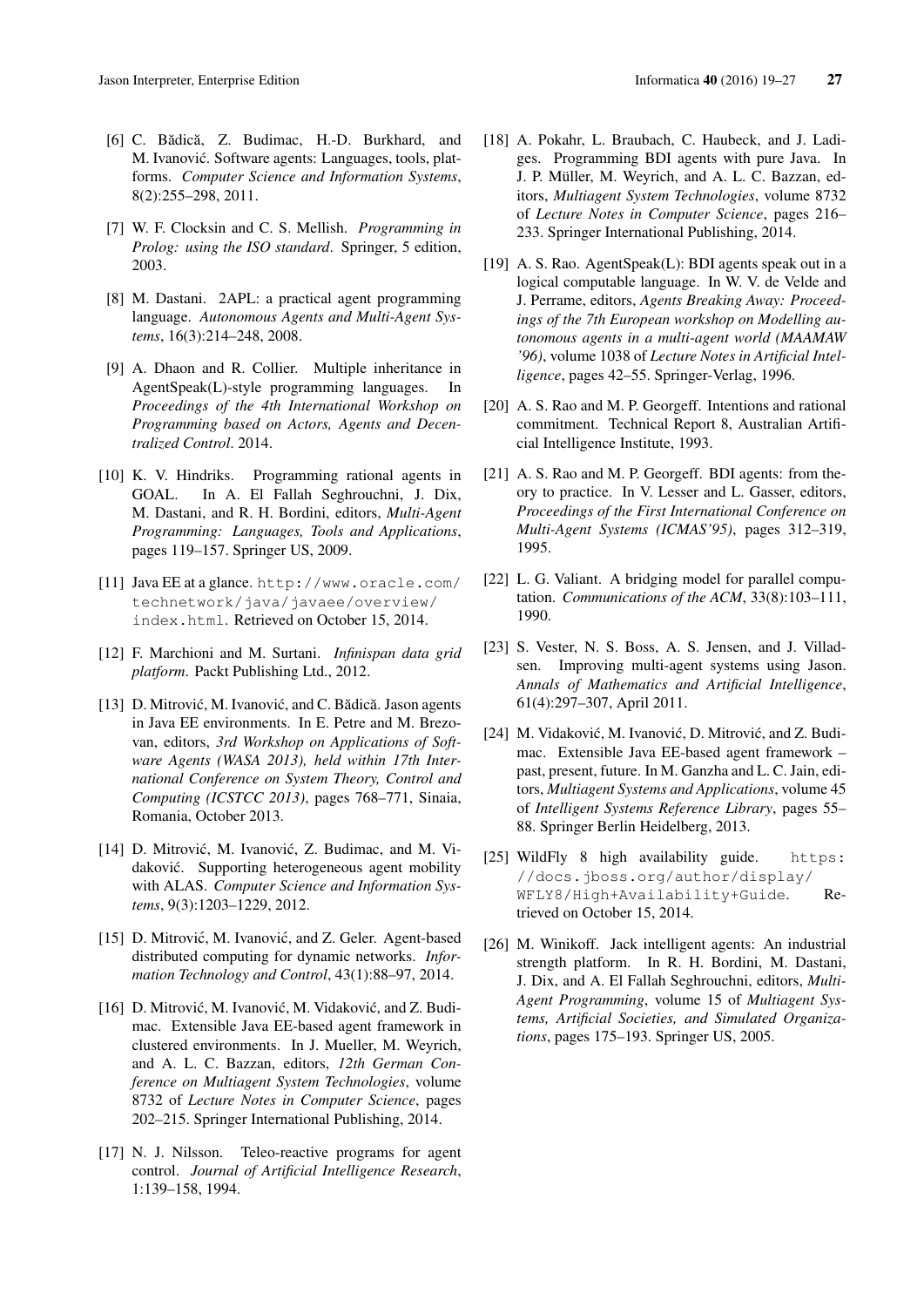[6] C. Bădică, Z. Budimac, H.-D. Burkhard, and M. Ivanović. Software agents: Languages, tools, platforms. *Computer Science and Information Systems*, 8(2):255–298, 2011.

[7] W. F. Clocksin and C. S. Mellish. *Programming in Prolog: using the ISO standard*. Springer, 5 edition, 2003.

[8] M. Dastani. 2APL: a practical agent programming language. *Autonomous Agents and Multi-Agent Systems*, 16(3):214–248, 2008.

[9] A. Dhaon and R. Collier. Multiple inheritance in AgentSpeak(L)-style programming languages. In *Proceedings of the 4th International Workshop on Programming based on Actors, Agents and Decentralized Control*. 2014.

[10] K. V. Hindriks. Programming rational agents in GOAL. In A. El Fallah Seghrouchni, J. Dix, M. Dastani, and R. H. Bordini, editors, *Multi-Agent Programming: Languages, Tools and Applications*, pages 119–157. Springer US, 2009.

[11] Java EE at a glance. http://www.oracle.com/technetwork/java/javaee/overview/index.html. Retrieved on October 15, 2014.

[12] F. Marchioni and M. Surtani. *Infinispan data grid platform*. Packt Publishing Ltd., 2012.

[13] D. Mitrović, M. Ivanović, and C. Bădică. Jason agents in Java EE environments. In E. Petre and M. Brezovan, editors, *3rd Workshop on Applications of Software Agents (WASA 2013), held within 17th International Conference on System Theory, Control and Computing (ICSTCC 2013)*, pages 768–771, Sinaia, Romania, October 2013.

[14] D. Mitrović, M. Ivanović, Z. Budimac, and M. Vidaković. Supporting heterogeneous agent mobility with ALAS. *Computer Science and Information Systems*, 9(3):1203–1229, 2012.

[15] D. Mitrović, M. Ivanović, and Z. Geler. Agent-based distributed computing for dynamic networks. *Information Technology and Control*, 43(1):88–97, 2014.

[16] D. Mitrović, M. Ivanović, M. Vidaković, and Z. Budimac. Extensible Java EE-based agent framework in clustered environments. In J. Mueller, M. Weyrich, and A. L. C. Bazzan, editors, *12th German Conference on Multiagent System Technologies*, volume 8732 of *Lecture Notes in Computer Science*, pages 202–215. Springer International Publishing, 2014.

[17] N. J. Nilsson. Teleo-reactive programs for agent control. *Journal of Artificial Intelligence Research*, 1:139–158, 1994.

[18] A. Pokahr, L. Braubach, C. Haubeck, and J. Ladiges. Programming BDI agents with pure Java. In J. P. Müller, M. Weyrich, and A. L. C. Bazzan, editors, *Multiagent System Technologies*, volume 8732 of *Lecture Notes in Computer Science*, pages 216–233. Springer International Publishing, 2014.

[19] A. S. Rao. AgentSpeak(L): BDI agents speak out in a logical computable language. In W. V. de Velde and J. Perrame, editors, *Agents Breaking Away: Proceedings of the 7th European workshop on Modelling autonomous agents in a multi-agent world (MAAMAW '96)*, volume 1038 of *Lecture Notes in Artificial Intelligence*, pages 42–55. Springer-Verlag, 1996.

[20] A. S. Rao and M. P. Georgeff. Intentions and rational commitment. Technical Report 8, Australian Artificial Intelligence Institute, 1993.

[21] A. S. Rao and M. P. Georgeff. BDI agents: from theory to practice. In V. Lesser and L. Gasser, editors, *Proceedings of the First International Conference on Multi-Agent Systems (ICMAS'95)*, pages 312–319, 1995.

[22] L. G. Valiant. A bridging model for parallel computation. *Communications of the ACM*, 33(8):103–111, 1990.

[23] S. Vester, N. S. Boss, A. S. Jensen, and J. Villadsen. Improving multi-agent systems using Jason. *Annals of Mathematics and Artificial Intelligence*, 61(4):297–307, April 2011.

[24] M. Vidaković, M. Ivanović, D. Mitrović, and Z. Budimac. Extensible Java EE-based agent framework – past, present, future. In M. Ganzha and L. C. Jain, editors, *Multiagent Systems and Applications*, volume 45 of *Intelligent Systems Reference Library*, pages 55–88. Springer Berlin Heidelberg, 2013.

[25] WildFly 8 high availability guide. https://docs.jboss.org/author/display/WFLY8/High+Availability+Guide. Retrieved on October 15, 2014.

[26] M. Winikoff. Jack intelligent agents: An industrial strength platform. In R. H. Bordini, M. Dastani, J. Dix, and A. El Fallah Seghrouchni, editors, *Multi-Agent Programming*, volume 15 of *Multiagent Systems, Artificial Societies, and Simulated Organizations*, pages 175–193. Springer US, 2005.